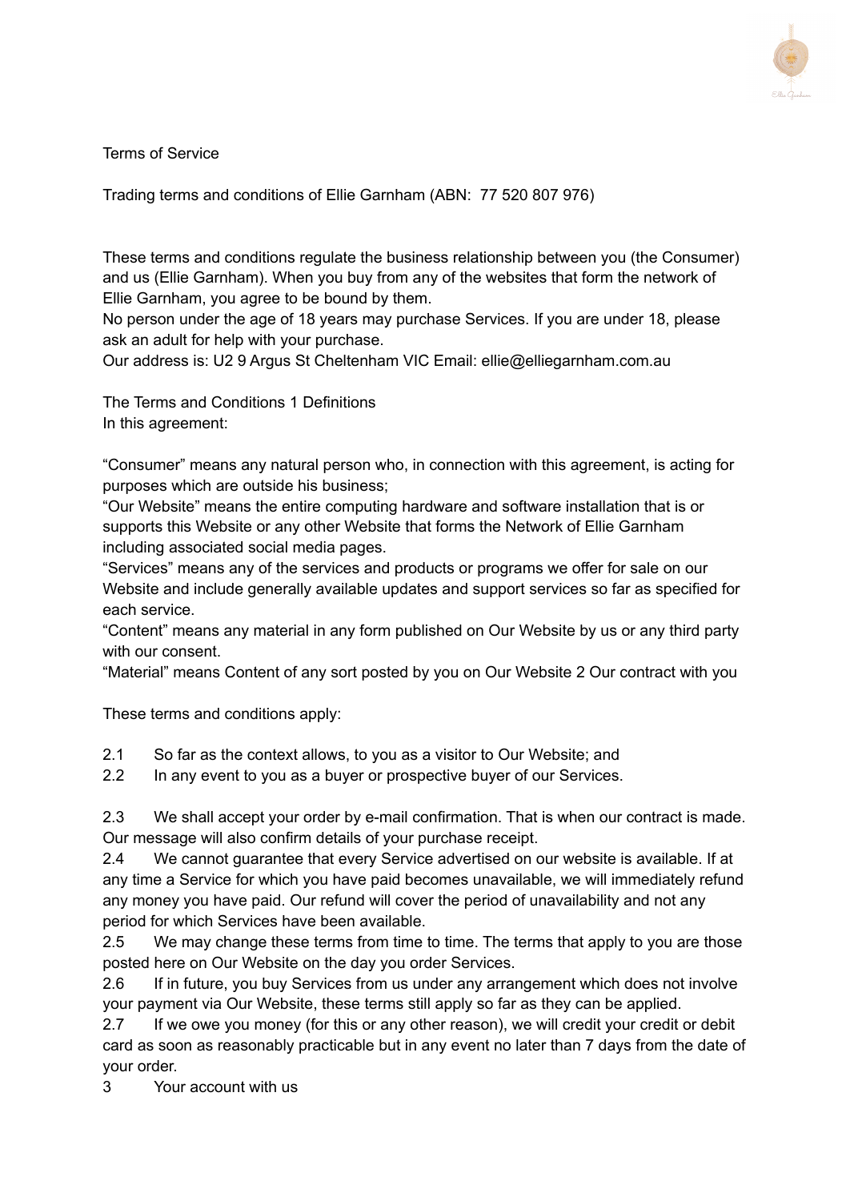Terms of Service

Trading terms and conditions of Ellie Garnham (ABN: 77 520 807 976)

These terms and conditions regulate the business relationship between you (the Consumer) and us (Ellie Garnham). When you buy from any of the websites that form the network of Ellie Garnham, you agree to be bound by them.
No person under the age of 18 years may purchase Services. If you are under 18, please ask an adult for help with your purchase.
Our address is: U2 9 Argus St Cheltenham VIC Email: ellie@elliegarnham.com.au

The Terms and Conditions 1 Definitions
In this agreement:

"Consumer" means any natural person who, in connection with this agreement, is acting for purposes which are outside his business;
"Our Website" means the entire computing hardware and software installation that is or supports this Website or any other Website that forms the Network of Ellie Garnham including associated social media pages.
"Services" means any of the services and products or programs we offer for sale on our Website and include generally available updates and support services so far as specified for each service.
"Content" means any material in any form published on Our Website by us or any third party with our consent.
"Material" means Content of any sort posted by you on Our Website 2 Our contract with you

These terms and conditions apply:

2.1 So far as the context allows, to you as a visitor to Our Website; and
2.2 In any event to you as a buyer or prospective buyer of our Services.

2.3 We shall accept your order by e-mail confirmation. That is when our contract is made. Our message will also confirm details of your purchase receipt.
2.4 We cannot guarantee that every Service advertised on our website is available. If at any time a Service for which you have paid becomes unavailable, we will immediately refund any money you have paid. Our refund will cover the period of unavailability and not any period for which Services have been available.
2.5 We may change these terms from time to time. The terms that apply to you are those posted here on Our Website on the day you order Services.
2.6 If in future, you buy Services from us under any arrangement which does not involve your payment via Our Website, these terms still apply so far as they can be applied.
2.7 If we owe you money (for this or any other reason), we will credit your credit or debit card as soon as reasonably practicable but in any event no later than 7 days from the date of your order.
3 Your account with us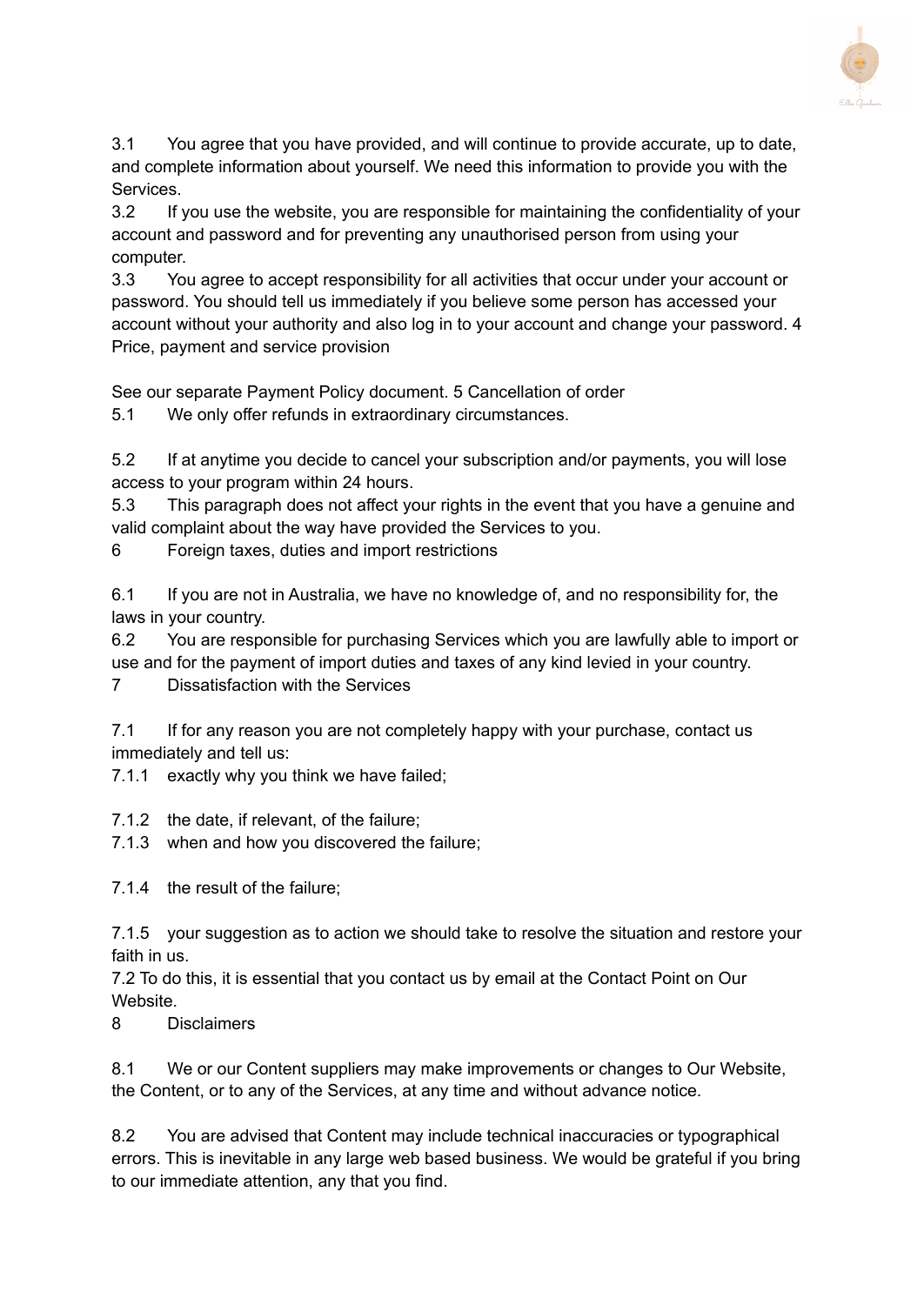3.1 You agree that you have provided, and will continue to provide accurate, up to date, and complete information about yourself. We need this information to provide you with the Services.

3.2 If you use the website, you are responsible for maintaining the confidentiality of your account and password and for preventing any unauthorised person from using your computer.

3.3 You agree to accept responsibility for all activities that occur under your account or password. You should tell us immediately if you believe some person has accessed your account without your authority and also log in to your account and change your password. 4 Price, payment and service provision

See our separate Payment Policy document. 5 Cancellation of order

5.1 We only offer refunds in extraordinary circumstances.

5.2 If at anytime you decide to cancel your subscription and/or payments, you will lose access to your program within 24 hours.

5.3 This paragraph does not affect your rights in the event that you have a genuine and valid complaint about the way have provided the Services to you.

6 Foreign taxes, duties and import restrictions

6.1 If you are not in Australia, we have no knowledge of, and no responsibility for, the laws in your country.

6.2 You are responsible for purchasing Services which you are lawfully able to import or use and for the payment of import duties and taxes of any kind levied in your country.

7 Dissatisfaction with the Services

7.1 If for any reason you are not completely happy with your purchase, contact us immediately and tell us:

7.1.1 exactly why you think we have failed;

7.1.2 the date, if relevant, of the failure;

7.1.3 when and how you discovered the failure;

7.1.4 the result of the failure;

7.1.5 your suggestion as to action we should take to resolve the situation and restore your faith in us.

7.2 To do this, it is essential that you contact us by email at the Contact Point on Our Website.

8 Disclaimers

8.1 We or our Content suppliers may make improvements or changes to Our Website, the Content, or to any of the Services, at any time and without advance notice.

8.2 You are advised that Content may include technical inaccuracies or typographical errors. This is inevitable in any large web based business. We would be grateful if you bring to our immediate attention, any that you find.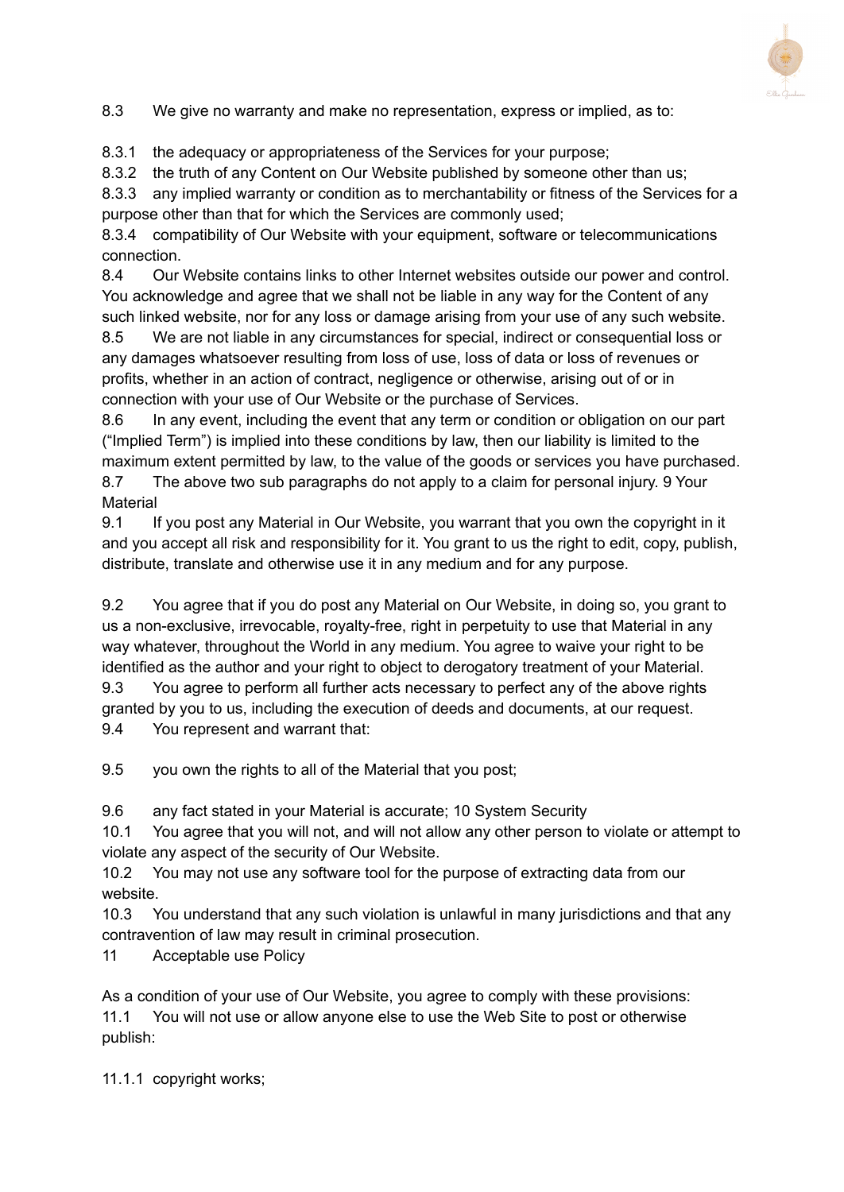8.3 We give no warranty and make no representation, express or implied, as to:

8.3.1 the adequacy or appropriateness of the Services for your purpose;
8.3.2 the truth of any Content on Our Website published by someone other than us;
8.3.3 any implied warranty or condition as to merchantability or fitness of the Services for a purpose other than that for which the Services are commonly used;
8.3.4 compatibility of Our Website with your equipment, software or telecommunications connection.
8.4 Our Website contains links to other Internet websites outside our power and control. You acknowledge and agree that we shall not be liable in any way for the Content of any such linked website, nor for any loss or damage arising from your use of any such website.
8.5 We are not liable in any circumstances for special, indirect or consequential loss or any damages whatsoever resulting from loss of use, loss of data or loss of revenues or profits, whether in an action of contract, negligence or otherwise, arising out of or in connection with your use of Our Website or the purchase of Services.
8.6 In any event, including the event that any term or condition or obligation on our part ("Implied Term") is implied into these conditions by law, then our liability is limited to the maximum extent permitted by law, to the value of the goods or services you have purchased.
8.7 The above two sub paragraphs do not apply to a claim for personal injury. 9 Your Material
9.1 If you post any Material in Our Website, you warrant that you own the copyright in it and you accept all risk and responsibility for it. You grant to us the right to edit, copy, publish, distribute, translate and otherwise use it in any medium and for any purpose.

9.2 You agree that if you do post any Material on Our Website, in doing so, you grant to us a non-exclusive, irrevocable, royalty-free, right in perpetuity to use that Material in any way whatever, throughout the World in any medium. You agree to waive your right to be identified as the author and your right to object to derogatory treatment of your Material.
9.3 You agree to perform all further acts necessary to perfect any of the above rights granted by you to us, including the execution of deeds and documents, at our request.
9.4 You represent and warrant that:

9.5 you own the rights to all of the Material that you post;

9.6 any fact stated in your Material is accurate; 10 System Security
10.1 You agree that you will not, and will not allow any other person to violate or attempt to violate any aspect of the security of Our Website.
10.2 You may not use any software tool for the purpose of extracting data from our website.
10.3 You understand that any such violation is unlawful in many jurisdictions and that any contravention of law may result in criminal prosecution.
11 Acceptable use Policy

As a condition of your use of Our Website, you agree to comply with these provisions:
11.1 You will not use or allow anyone else to use the Web Site to post or otherwise publish:

11.1.1 copyright works;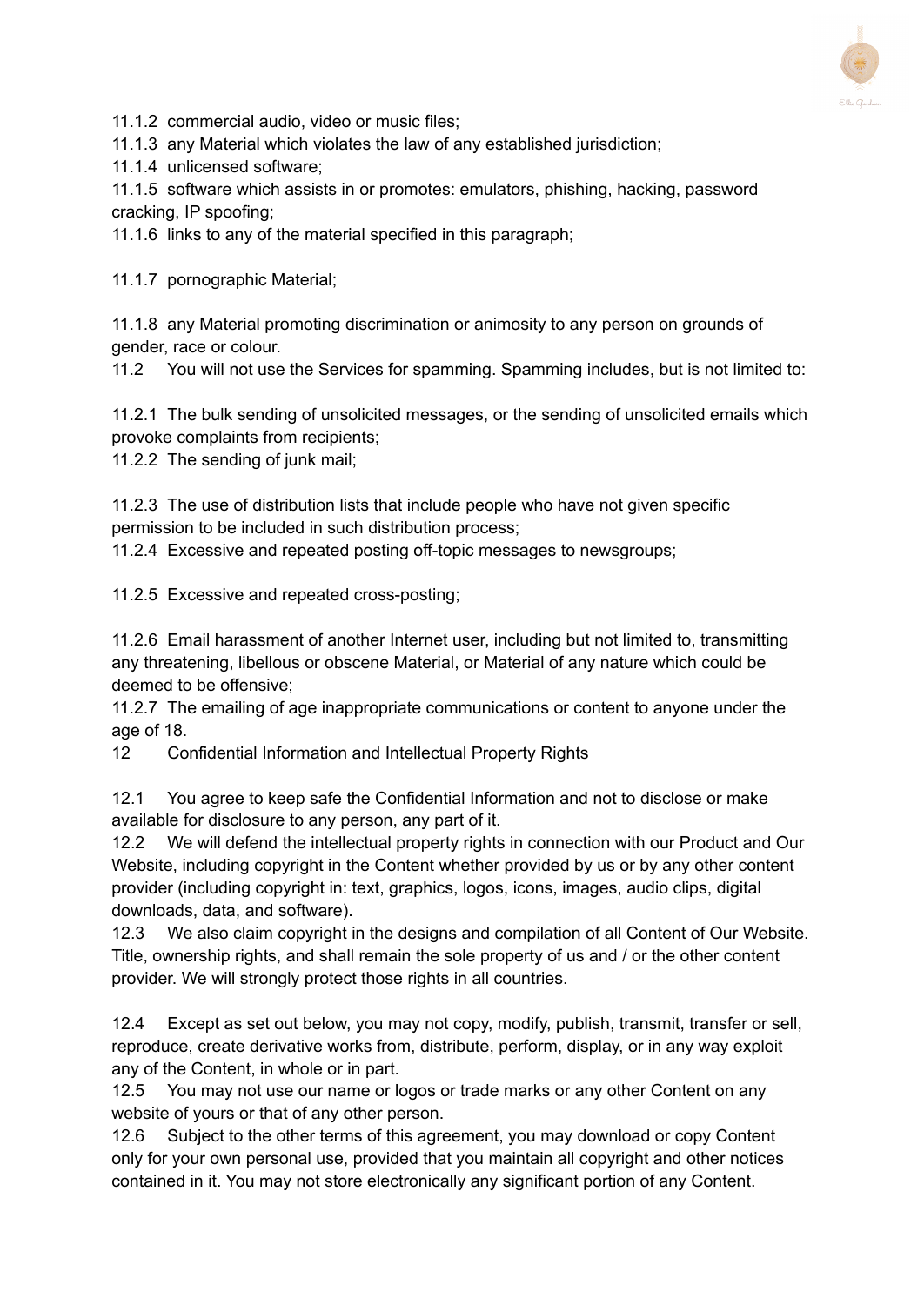11.1.2 commercial audio, video or music files;

11.1.3 any Material which violates the law of any established jurisdiction;

11.1.4 unlicensed software;

11.1.5 software which assists in or promotes: emulators, phishing, hacking, password cracking, IP spoofing;

11.1.6 links to any of the material specified in this paragraph;

11.1.7 pornographic Material;

11.1.8 any Material promoting discrimination or animosity to any person on grounds of gender, race or colour.

11.2 You will not use the Services for spamming. Spamming includes, but is not limited to:

11.2.1 The bulk sending of unsolicited messages, or the sending of unsolicited emails which provoke complaints from recipients;

11.2.2 The sending of junk mail;

11.2.3 The use of distribution lists that include people who have not given specific permission to be included in such distribution process;

11.2.4 Excessive and repeated posting off-topic messages to newsgroups;

11.2.5 Excessive and repeated cross-posting;

11.2.6 Email harassment of another Internet user, including but not limited to, transmitting any threatening, libellous or obscene Material, or Material of any nature which could be deemed to be offensive;

11.2.7 The emailing of age inappropriate communications or content to anyone under the age of 18.

12 Confidential Information and Intellectual Property Rights

12.1 You agree to keep safe the Confidential Information and not to disclose or make available for disclosure to any person, any part of it.

12.2 We will defend the intellectual property rights in connection with our Product and Our Website, including copyright in the Content whether provided by us or by any other content provider (including copyright in: text, graphics, logos, icons, images, audio clips, digital downloads, data, and software).

12.3 We also claim copyright in the designs and compilation of all Content of Our Website. Title, ownership rights, and shall remain the sole property of us and / or the other content provider. We will strongly protect those rights in all countries.

12.4 Except as set out below, you may not copy, modify, publish, transmit, transfer or sell, reproduce, create derivative works from, distribute, perform, display, or in any way exploit any of the Content, in whole or in part.

12.5 You may not use our name or logos or trade marks or any other Content on any website of yours or that of any other person.

12.6 Subject to the other terms of this agreement, you may download or copy Content only for your own personal use, provided that you maintain all copyright and other notices contained in it. You may not store electronically any significant portion of any Content.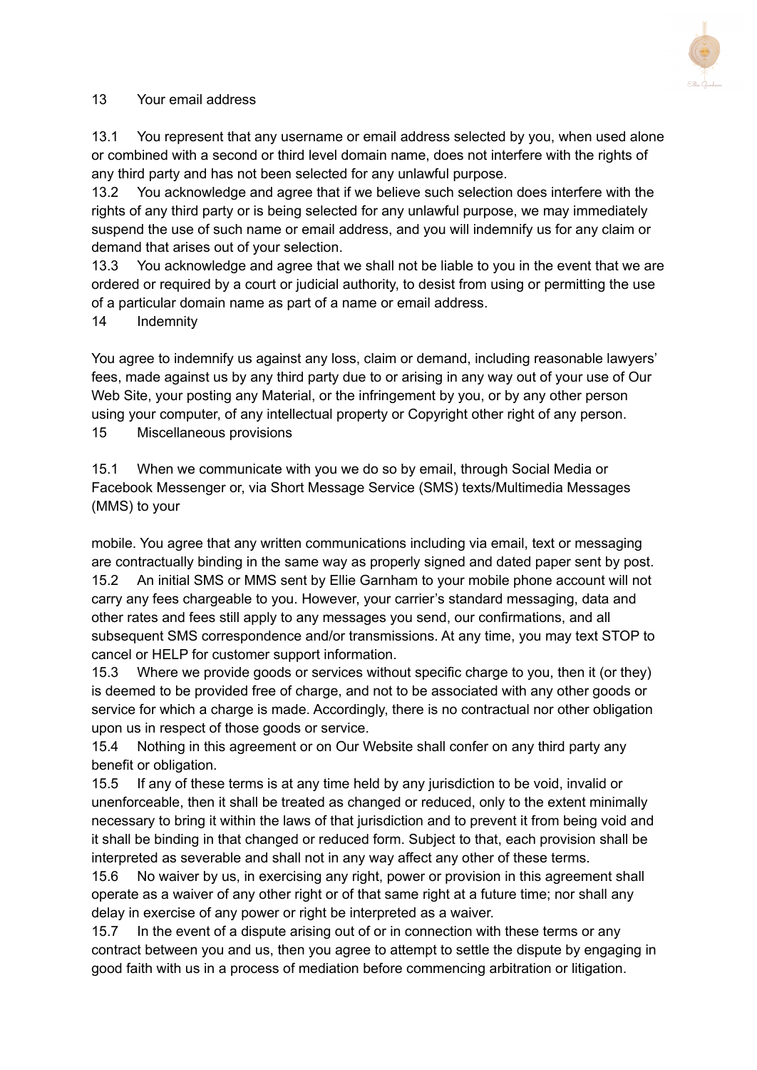## 13 Your email address

13.1 You represent that any username or email address selected by you, when used alone or combined with a second or third level domain name, does not interfere with the rights of any third party and has not been selected for any unlawful purpose.

13.2 You acknowledge and agree that if we believe such selection does interfere with the rights of any third party or is being selected for any unlawful purpose, we may immediately suspend the use of such name or email address, and you will indemnify us for any claim or demand that arises out of your selection.

13.3 You acknowledge and agree that we shall not be liable to you in the event that we are ordered or required by a court or judicial authority, to desist from using or permitting the use of a particular domain name as part of a name or email address.

## 14 Indemnity

You agree to indemnify us against any loss, claim or demand, including reasonable lawyers' fees, made against us by any third party due to or arising in any way out of your use of Our Web Site, your posting any Material, or the infringement by you, or by any other person using your computer, of any intellectual property or Copyright other right of any person.

## 15 Miscellaneous provisions

15.1 When we communicate with you we do so by email, through Social Media or Facebook Messenger or, via Short Message Service (SMS) texts/Multimedia Messages (MMS) to your mobile. You agree that any written communications including via email, text or messaging are contractually binding in the same way as properly signed and dated paper sent by post.

15.2 An initial SMS or MMS sent by Ellie Garnham to your mobile phone account will not carry any fees chargeable to you. However, your carrier's standard messaging, data and other rates and fees still apply to any messages you send, our confirmations, and all subsequent SMS correspondence and/or transmissions. At any time, you may text STOP to cancel or HELP for customer support information.

15.3 Where we provide goods or services without specific charge to you, then it (or they) is deemed to be provided free of charge, and not to be associated with any other goods or service for which a charge is made. Accordingly, there is no contractual nor other obligation upon us in respect of those goods or service.

15.4 Nothing in this agreement or on Our Website shall confer on any third party any benefit or obligation.

15.5 If any of these terms is at any time held by any jurisdiction to be void, invalid or unenforceable, then it shall be treated as changed or reduced, only to the extent minimally necessary to bring it within the laws of that jurisdiction and to prevent it from being void and it shall be binding in that changed or reduced form. Subject to that, each provision shall be interpreted as severable and shall not in any way affect any other of these terms.

15.6 No waiver by us, in exercising any right, power or provision in this agreement shall operate as a waiver of any other right or of that same right at a future time; nor shall any delay in exercise of any power or right be interpreted as a waiver.

15.7 In the event of a dispute arising out of or in connection with these terms or any contract between you and us, then you agree to attempt to settle the dispute by engaging in good faith with us in a process of mediation before commencing arbitration or litigation.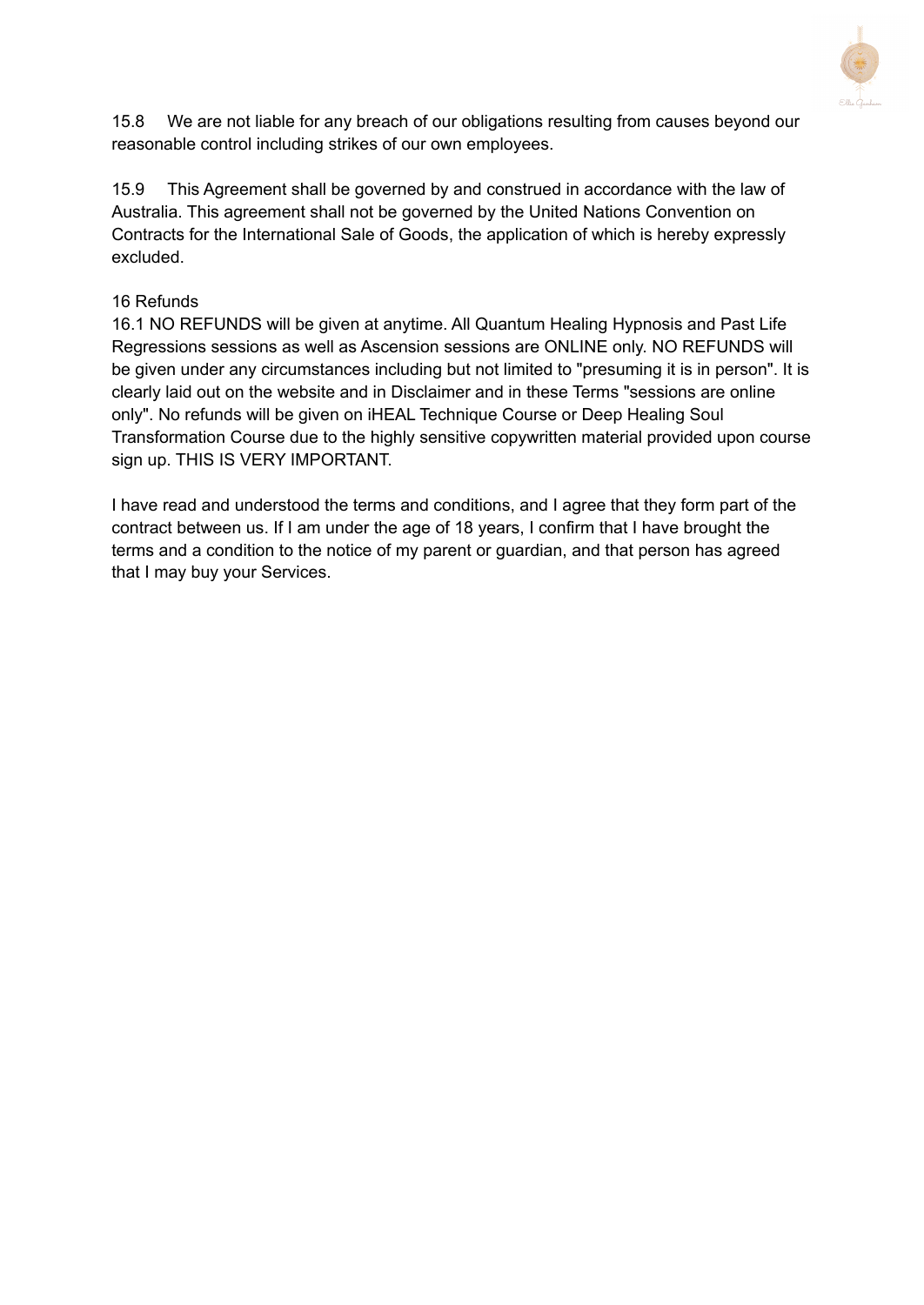15.8 We are not liable for any breach of our obligations resulting from causes beyond our reasonable control including strikes of our own employees.

15.9 This Agreement shall be governed by and construed in accordance with the law of Australia. This agreement shall not be governed by the United Nations Convention on Contracts for the International Sale of Goods, the application of which is hereby expressly excluded.

16 Refunds

16.1 NO REFUNDS will be given at anytime. All Quantum Healing Hypnosis and Past Life Regressions sessions as well as Ascension sessions are ONLINE only. NO REFUNDS will be given under any circumstances including but not limited to "presuming it is in person". It is clearly laid out on the website and in Disclaimer and in these Terms "sessions are online only". No refunds will be given on iHEAL Technique Course or Deep Healing Soul Transformation Course due to the highly sensitive copywritten material provided upon course sign up. THIS IS VERY IMPORTANT.

I have read and understood the terms and conditions, and I agree that they form part of the contract between us. If I am under the age of 18 years, I confirm that I have brought the terms and a condition to the notice of my parent or guardian, and that person has agreed that I may buy your Services.